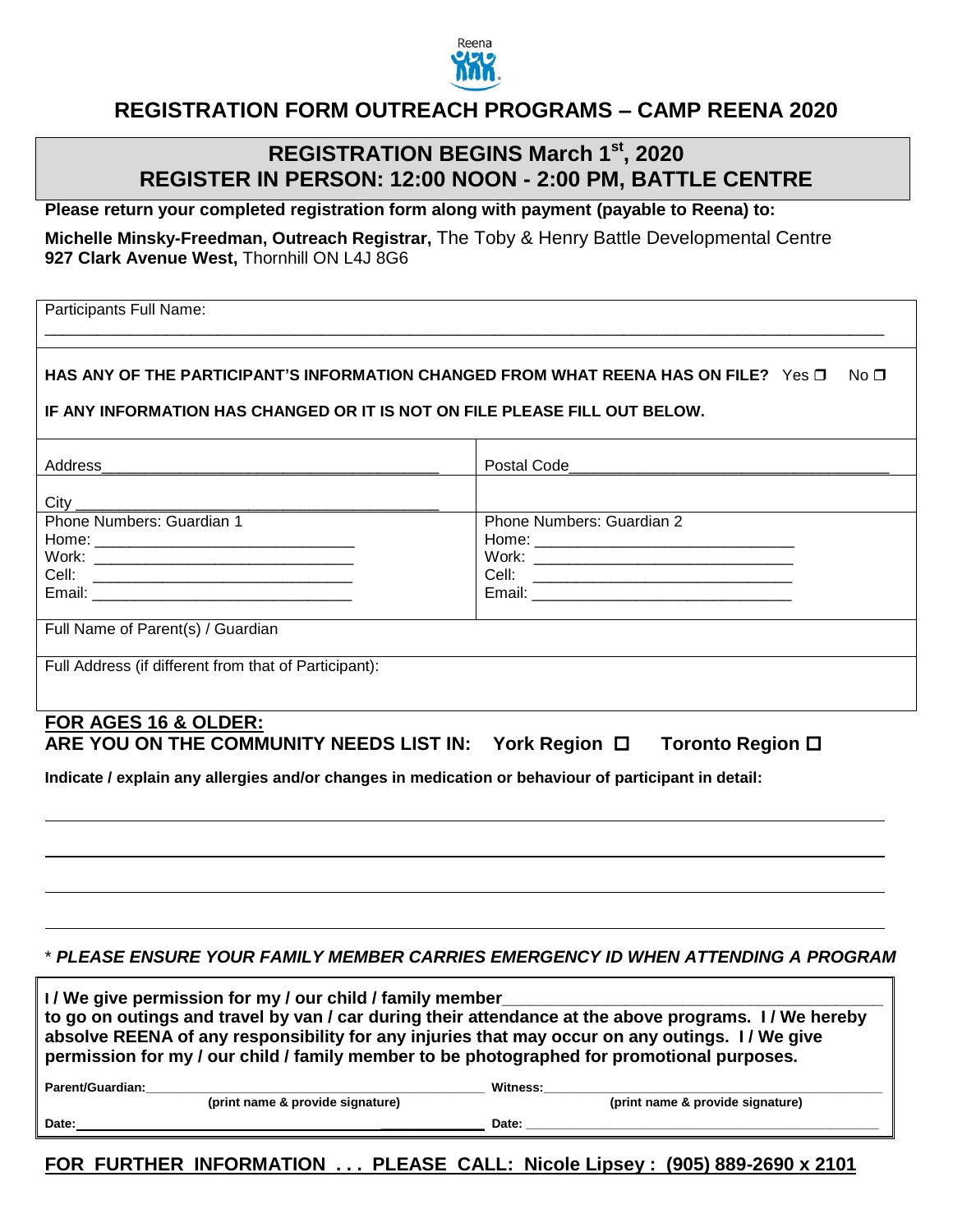Reena

# REGISTRATION FORM OUTREACH PROGRAMS – CAMP REENA 2020

## REGISTRATION BEGINS March 1st, 2020
## REGISTER IN PERSON: 12:00 NOON - 2:00 PM, BATTLE CENTRE

**Please return your completed registration form along with payment (payable to Reena) to:**

**Michelle Minsky-Freedman, Outreach Registrar,** The Toby & Henry Battle Developmental Centre
**927 Clark Avenue West,** Thornhill ON L4J 8G6

Participants Full Name: ____________________________________________

**HAS ANY OF THE PARTICIPANT'S INFORMATION CHANGED FROM WHAT REENA HAS ON FILE?** Yes ☐ No ☐

**IF ANY INFORMATION HAS CHANGED OR IT IS NOT ON FILE PLEASE FILL OUT BELOW.**

| | |
|---|---|
| Address____________________ | Postal Code____________________ |
| City ____________________ | |
| Phone Numbers: Guardian 1<br>Home: ____________________<br>Work: ____________________<br>Cell: ____________________<br>Email: ____________________ | Phone Numbers: Guardian 2<br>Home: ____________________<br>Work: ____________________<br>Cell: ____________________<br>Email: ____________________ |
| Full Name of Parent(s) / Guardian | |
| Full Address (if different from that of Participant): | |

**FOR AGES 16 & OLDER:**
**ARE YOU ON THE COMMUNITY NEEDS LIST IN: York Region ☐ Toronto Region ☐**

**Indicate / explain any allergies and/or changes in medication or behaviour of participant in detail:**

____________________________________________

____________________________________________

____________________________________________

____________________________________________

\* ***PLEASE ENSURE YOUR FAMILY MEMBER CARRIES EMERGENCY ID WHEN ATTENDING A PROGRAM***

**I / We give permission for my / our child / family member____________________ to go on outings and travel by van / car during their attendance at the above programs. I / We hereby absolve REENA of any responsibility for any injuries that may occur on any outings. I / We give permission for my / our child / family member to be photographed for promotional purposes.**

**Parent/Guardian:**____________________ **(print name & provide signature)**

**Witness:**____________________ **(print name & provide signature)**

**Date:**____________________

**Date:**____________________

**FOR FURTHER INFORMATION . . . PLEASE CALL: Nicole Lipsey : (905) 889-2690 x 2101**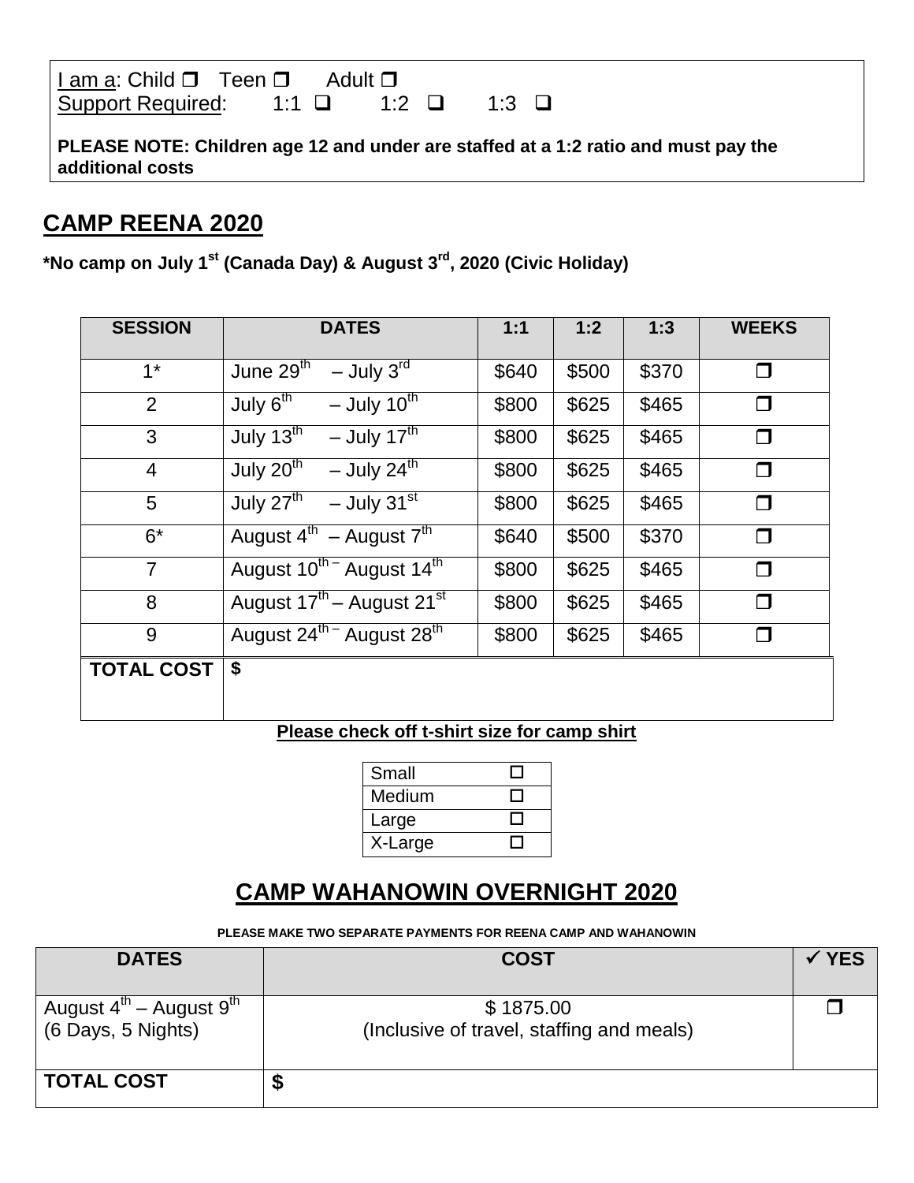I am a: Child ❒ Teen ❒ Adult ❒
Support Required: 1:1 ❑ 1:2 ❑ 1:3 ❑

**PLEASE NOTE: Children age 12 and under are staffed at a 1:2 ratio and must pay the additional costs**

## CAMP REENA 2020

**\*No camp on July 1st (Canada Day) & August 3rd, 2020 (Civic Holiday)**

| SESSION | DATES | 1:1 | 1:2 | 1:3 | WEEKS |
|---|---|---|---|---|---|
| 1* | June 29th – July 3rd | $640 | $500 | $370 | ❒ |
| 2 | July 6th – July 10th | $800 | $625 | $465 | ❒ |
| 3 | July 13th – July 17th | $800 | $625 | $465 | ❒ |
| 4 | July 20th – July 24th | $800 | $625 | $465 | ❒ |
| 5 | July 27th – July 31st | $800 | $625 | $465 | ❒ |
| 6* | August 4th – August 7th | $640 | $500 | $370 | ❒ |
| 7 | August 10th – August 14th | $800 | $625 | $465 | ❒ |
| 8 | August 17th – August 21st | $800 | $625 | $465 | ❒ |
| 9 | August 24th – August 28th | $800 | $625 | $465 | ❒ |
| **TOTAL COST** | **$** | | | | |

**Please check off t-shirt size for camp shirt**

| Small | ☐ |
|---|---|
| Medium | ☐ |
| Large | ☐ |
| X-Large | ☐ |

## CAMP WAHANOWIN OVERNIGHT 2020

**PLEASE MAKE TWO SEPARATE PAYMENTS FOR REENA CAMP AND WAHANOWIN**

| DATES | COST | ✓ YES |
|---|---|---|
| August 4th – August 9th (6 Days, 5 Nights) | $ 1875.00 (Inclusive of travel, staffing and meals) | ❒ |
| **TOTAL COST** | **$** | |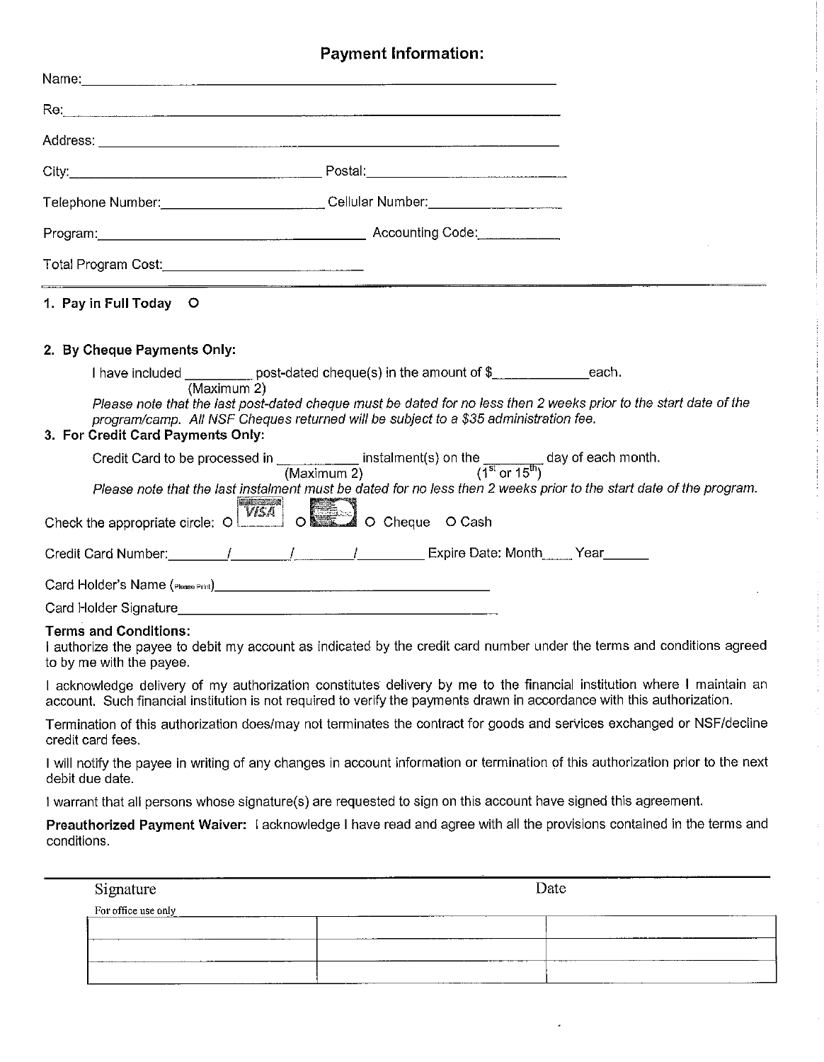## Payment Information:

Name:\_\_\_\_\_\_\_\_\_\_\_\_\_\_\_\_\_\_\_\_\_\_\_\_\_\_\_\_\_\_\_\_\_\_\_\_\_\_\_\_\_\_\_\_\_\_\_\_

Re:\_\_\_\_\_\_\_\_\_\_\_\_\_\_\_\_\_\_\_\_\_\_\_\_\_\_\_\_\_\_\_\_\_\_\_\_\_\_\_\_\_\_\_\_\_\_\_\_

Address: \_\_\_\_\_\_\_\_\_\_\_\_\_\_\_\_\_\_\_\_\_\_\_\_\_\_\_\_\_\_\_\_\_\_\_\_\_\_\_\_\_\_\_\_\_\_\_\_

City:\_\_\_\_\_\_\_\_\_\_\_\_\_\_\_\_\_\_\_\_\_\_\_\_ Postal:\_\_\_\_\_\_\_\_\_\_\_\_\_\_\_\_\_\_\_\_

Telephone Number:\_\_\_\_\_\_\_\_\_\_\_\_\_\_\_\_\_\_ Cellular Number:\_\_\_\_\_\_\_\_\_\_\_\_\_\_\_\_

Program:\_\_\_\_\_\_\_\_\_\_\_\_\_\_\_\_\_\_\_\_\_\_\_\_ Accounting Code:\_\_\_\_\_\_\_\_\_\_

Total Program Cost:\_\_\_\_\_\_\_\_\_\_\_\_\_\_\_\_\_\_\_\_

---

**1. Pay in Full Today** O

**2. By Cheque Payments Only:**

I have included \_\_\_\_\_\_\_\_ post-dated cheque(s) in the amount of $\_\_\_\_\_\_\_\_\_\_\_\_ each.
(Maximum 2)

*Please note that the last post-dated cheque must be dated for no less then 2 weeks prior to the start date of the program/camp. All NSF Cheques returned will be subject to a $35 administration fee.*

**3. For Credit Card Payments Only:**

Credit Card to be processed in \_\_\_\_\_\_\_\_\_\_ instalment(s) on the \_\_\_\_\_\_\_\_ day of each month.
(Maximum 2) (1st or 15th)

*Please note that the last instalment must be dated for no less then 2 weeks prior to the start date of the program.*

Check the appropriate circle: O VISA O MasterCard O Cheque O Cash

Credit Card Number:\_\_\_\_\_\_\_/\_\_\_\_\_\_\_/\_\_\_\_\_\_\_/\_\_\_\_\_\_\_ Expire Date: Month\_\_\_\_ Year\_\_\_\_\_

Card Holder's Name (Please Print)\_\_\_\_\_\_\_\_\_\_\_\_\_\_\_\_\_\_\_\_\_\_\_\_\_\_\_\_\_\_\_\_

Card Holder Signature\_\_\_\_\_\_\_\_\_\_\_\_\_\_\_\_\_\_\_\_\_\_\_\_\_\_\_\_\_\_\_\_\_\_\_\_

**Terms and Conditions:**

I authorize the payee to debit my account as indicated by the credit card number under the terms and conditions agreed to by me with the payee.

I acknowledge delivery of my authorization constitutes delivery by me to the financial institution where I maintain an account. Such financial institution is not required to verify the payments drawn in accordance with this authorization.

Termination of this authorization does/may not terminates the contract for goods and services exchanged or NSF/decline credit card fees.

I will notify the payee in writing of any changes in account information or termination of this authorization prior to the next debit due date.

I warrant that all persons whose signature(s) are requested to sign on this account have signed this agreement.

**Preauthorized Payment Waiver:** I acknowledge I have read and agree with all the provisions contained in the terms and conditions.

---

Signature Date

For office use only

| | | |
|---|---|---|
| | | |
| | | |
| | | |